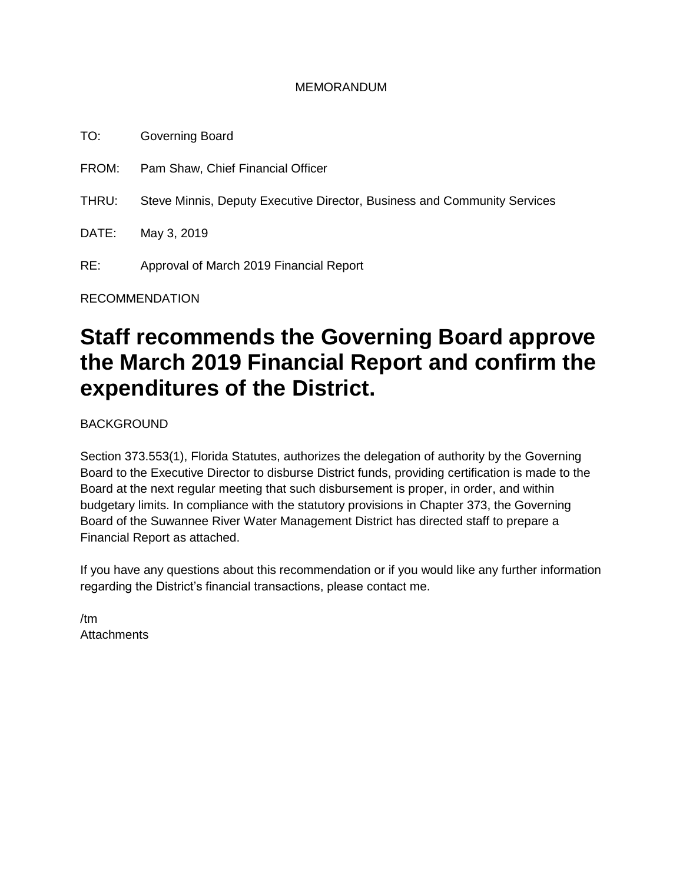MEMORANDUM

TO: Governing Board

FROM: Pam Shaw, Chief Financial Officer

THRU: Steve Minnis, Deputy Executive Director, Business and Community Services

DATE: May 3, 2019

RE: Approval of March 2019 Financial Report

RECOMMENDATION

# Staff recommends the Governing Board approve the March 2019 Financial Report and confirm the expenditures of the District.

BACKGROUND

Section 373.553(1), Florida Statutes, authorizes the delegation of authority by the Governing Board to the Executive Director to disburse District funds, providing certification is made to the Board at the next regular meeting that such disbursement is proper, in order, and within budgetary limits. In compliance with the statutory provisions in Chapter 373, the Governing Board of the Suwannee River Water Management District has directed staff to prepare a Financial Report as attached.

If you have any questions about this recommendation or if you would like any further information regarding the District's financial transactions, please contact me.

/tm
Attachments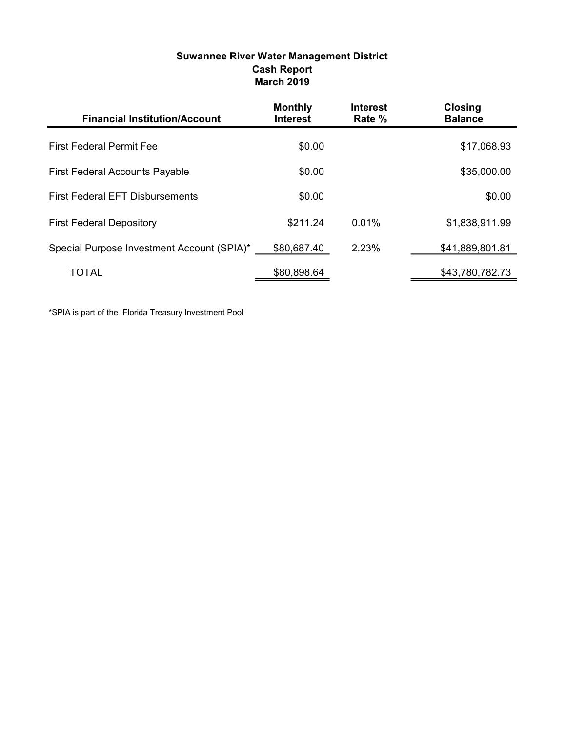# Suwannee River Water Management District
## Cash Report
## March 2019

| Financial Institution/Account | Monthly Interest | Interest Rate % | Closing Balance |
|---|---|---|---|
| First Federal Permit Fee | $0.00 | | $17,068.93 |
| First Federal Accounts Payable | $0.00 | | $35,000.00 |
| First Federal EFT Disbursements | $0.00 | | $0.00 |
| First Federal Depository | $211.24 | 0.01% | $1,838,911.99 |
| Special Purpose Investment Account (SPIA)* | $80,687.40 | 2.23% | $41,889,801.81 |
| TOTAL | $80,898.64 | | $43,780,782.73 |

*SPIA is part of the Florida Treasury Investment Pool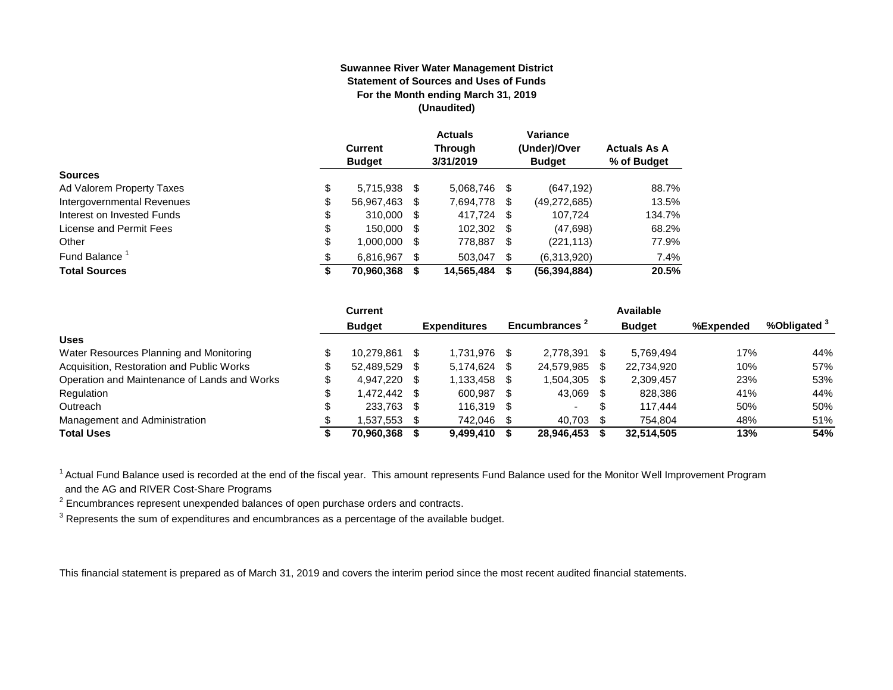**Suwannee River Water Management District**
**Statement of Sources and Uses of Funds**
**For the Month ending March 31, 2019**
**(Unaudited)**

| | Current Budget | Actuals Through 3/31/2019 | Variance (Under)/Over Budget | Actuals As A % of Budget |
|---|---|---|---|---|
| **Sources** | | | | |
| Ad Valorem Property Taxes | $ 5,715,938 | $ 5,068,746 | $ (647,192) | 88.7% |
| Intergovernmental Revenues | $ 56,967,463 | $ 7,694,778 | $ (49,272,685) | 13.5% |
| Interest on Invested Funds | $ 310,000 | $ 417,724 | $ 107,724 | 134.7% |
| License and Permit Fees | $ 150,000 | $ 102,302 | $ (47,698) | 68.2% |
| Other | $ 1,000,000 | $ 778,887 | $ (221,113) | 77.9% |
| Fund Balance [1] | $ 6,816,967 | $ 503,047 | $ (6,313,920) | 7.4% |
| **Total Sources** | **$ 70,960,368** | **$ 14,565,484** | **$ (56,394,884)** | **20.5%** |

| | Current Budget | Expenditures | Encumbrances [2] | Available Budget | %Expended | %Obligated [3] |
|---|---|---|---|---|---|---|
| **Uses** | | | | | | |
| Water Resources Planning and Monitoring | $ 10,279,861 | $ 1,731,976 | $ 2,778,391 | $ 5,769,494 | 17% | 44% |
| Acquisition, Restoration and Public Works | $ 52,489,529 | $ 5,174,624 | $ 24,579,985 | $ 22,734,920 | 10% | 57% |
| Operation and Maintenance of Lands and Works | $ 4,947,220 | $ 1,133,458 | $ 1,504,305 | $ 2,309,457 | 23% | 53% |
| Regulation | $ 1,472,442 | $ 600,987 | $ 43,069 | $ 828,386 | 41% | 44% |
| Outreach | $ 233,763 | $ 116,319 | $ - | $ 117,444 | 50% | 50% |
| Management and Administration | $ 1,537,553 | $ 742,046 | $ 40,703 | $ 754,804 | 48% | 51% |
| **Total Uses** | **$ 70,960,368** | **$ 9,499,410** | **$ 28,946,453** | **$ 32,514,505** | **13%** | **54%** |

[1] Actual Fund Balance used is recorded at the end of the fiscal year. This amount represents Fund Balance used for the Monitor Well Improvement Program and the AG and RIVER Cost-Share Programs

[2] Encumbrances represent unexpended balances of open purchase orders and contracts.

[3] Represents the sum of expenditures and encumbrances as a percentage of the available budget.

This financial statement is prepared as of March 31, 2019 and covers the interim period since the most recent audited financial statements.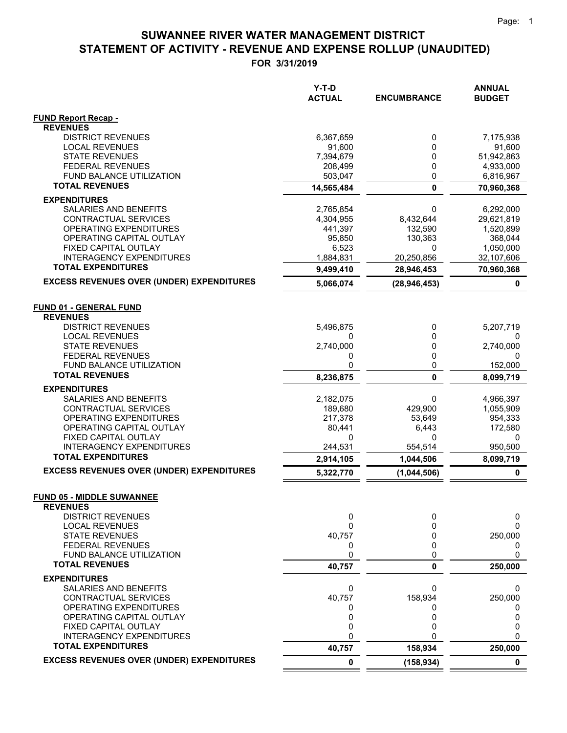# SUWANNEE RIVER WATER MANAGEMENT DISTRICT
# STATEMENT OF ACTIVITY - REVENUE AND EXPENSE ROLLUP (UNAUDITED)

**FOR 3/31/2019**

| | Y-T-D ACTUAL | ENCUMBRANCE | ANNUAL BUDGET |
|---|---|---|---|
| **FUND Report Recap -** | | | |
| **REVENUES** | | | |
| DISTRICT REVENUES | 6,367,659 | 0 | 7,175,938 |
| LOCAL REVENUES | 91,600 | 0 | 91,600 |
| STATE REVENUES | 7,394,679 | 0 | 51,942,863 |
| FEDERAL REVENUES | 208,499 | 0 | 4,933,000 |
| FUND BALANCE UTILIZATION | 503,047 | 0 | 6,816,967 |
| **TOTAL REVENUES** | **14,565,484** | **0** | **70,960,368** |
| **EXPENDITURES** | | | |
| SALARIES AND BENEFITS | 2,765,854 | 0 | 6,292,000 |
| CONTRACTUAL SERVICES | 4,304,955 | 8,432,644 | 29,621,819 |
| OPERATING EXPENDITURES | 441,397 | 132,590 | 1,520,899 |
| OPERATING CAPITAL OUTLAY | 95,850 | 130,363 | 368,044 |
| FIXED CAPITAL OUTLAY | 6,523 | 0 | 1,050,000 |
| INTERAGENCY EXPENDITURES | 1,884,831 | 20,250,856 | 32,107,606 |
| **TOTAL EXPENDITURES** | **9,499,410** | **28,946,453** | **70,960,368** |
| **EXCESS REVENUES OVER (UNDER) EXPENDITURES** | **5,066,074** | **(28,946,453)** | **0** |
| **FUND 01 - GENERAL FUND** | | | |
| **REVENUES** | | | |
| DISTRICT REVENUES | 5,496,875 | 0 | 5,207,719 |
| LOCAL REVENUES | 0 | 0 | 0 |
| STATE REVENUES | 2,740,000 | 0 | 2,740,000 |
| FEDERAL REVENUES | 0 | 0 | 0 |
| FUND BALANCE UTILIZATION | 0 | 0 | 152,000 |
| **TOTAL REVENUES** | **8,236,875** | **0** | **8,099,719** |
| **EXPENDITURES** | | | |
| SALARIES AND BENEFITS | 2,182,075 | 0 | 4,966,397 |
| CONTRACTUAL SERVICES | 189,680 | 429,900 | 1,055,909 |
| OPERATING EXPENDITURES | 217,378 | 53,649 | 954,333 |
| OPERATING CAPITAL OUTLAY | 80,441 | 6,443 | 172,580 |
| FIXED CAPITAL OUTLAY | 0 | 0 | 0 |
| INTERAGENCY EXPENDITURES | 244,531 | 554,514 | 950,500 |
| **TOTAL EXPENDITURES** | **2,914,105** | **1,044,506** | **8,099,719** |
| **EXCESS REVENUES OVER (UNDER) EXPENDITURES** | **5,322,770** | **(1,044,506)** | **0** |
| **FUND 05 - MIDDLE SUWANNEE** | | | |
| **REVENUES** | | | |
| DISTRICT REVENUES | 0 | 0 | 0 |
| LOCAL REVENUES | 0 | 0 | 0 |
| STATE REVENUES | 40,757 | 0 | 250,000 |
| FEDERAL REVENUES | 0 | 0 | 0 |
| FUND BALANCE UTILIZATION | 0 | 0 | 0 |
| **TOTAL REVENUES** | **40,757** | **0** | **250,000** |
| **EXPENDITURES** | | | |
| SALARIES AND BENEFITS | 0 | 0 | 0 |
| CONTRACTUAL SERVICES | 40,757 | 158,934 | 250,000 |
| OPERATING EXPENDITURES | 0 | 0 | 0 |
| OPERATING CAPITAL OUTLAY | 0 | 0 | 0 |
| FIXED CAPITAL OUTLAY | 0 | 0 | 0 |
| INTERAGENCY EXPENDITURES | 0 | 0 | 0 |
| **TOTAL EXPENDITURES** | **40,757** | **158,934** | **250,000** |
| **EXCESS REVENUES OVER (UNDER) EXPENDITURES** | **0** | **(158,934)** | **0** |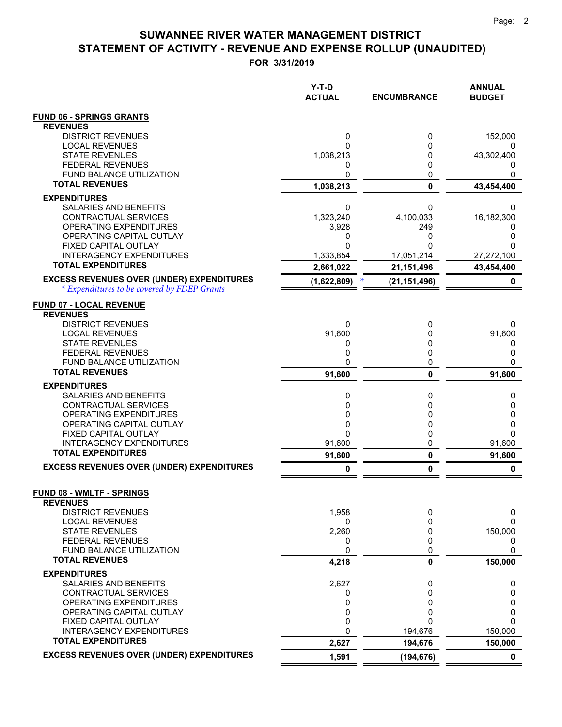# SUWANNEE RIVER WATER MANAGEMENT DISTRICT
# STATEMENT OF ACTIVITY - REVENUE AND EXPENSE ROLLUP (UNAUDITED)
**FOR 3/31/2019**

| | Y-T-D ACTUAL | ENCUMBRANCE | ANNUAL BUDGET |
|---|---|---|---|
| **FUND 06 - SPRINGS GRANTS** | | | |
| **REVENUES** | | | |
| DISTRICT REVENUES | 0 | 0 | 152,000 |
| LOCAL REVENUES | 0 | 0 | 0 |
| STATE REVENUES | 1,038,213 | 0 | 43,302,400 |
| FEDERAL REVENUES | 0 | 0 | 0 |
| FUND BALANCE UTILIZATION | 0 | 0 | 0 |
| **TOTAL REVENUES** | **1,038,213** | **0** | **43,454,400** |
| **EXPENDITURES** | | | |
| SALARIES AND BENEFITS | 0 | 0 | 0 |
| CONTRACTUAL SERVICES | 1,323,240 | 4,100,033 | 16,182,300 |
| OPERATING EXPENDITURES | 3,928 | 249 | 0 |
| OPERATING CAPITAL OUTLAY | 0 | 0 | 0 |
| FIXED CAPITAL OUTLAY | 0 | 0 | 0 |
| INTERAGENCY EXPENDITURES | 1,333,854 | 17,051,214 | 27,272,100 |
| **TOTAL EXPENDITURES** | **2,661,022** | **21,151,496** | **43,454,400** |
| **EXCESS REVENUES OVER (UNDER) EXPENDITURES** | **(1,622,809)** * | **(21,151,496)** | **0** |
| *\* Expenditures to be covered by FDEP Grants* | | | |
| **FUND 07 - LOCAL REVENUE** | | | |
| **REVENUES** | | | |
| DISTRICT REVENUES | 0 | 0 | 0 |
| LOCAL REVENUES | 91,600 | 0 | 91,600 |
| STATE REVENUES | 0 | 0 | 0 |
| FEDERAL REVENUES | 0 | 0 | 0 |
| FUND BALANCE UTILIZATION | 0 | 0 | 0 |
| **TOTAL REVENUES** | **91,600** | **0** | **91,600** |
| **EXPENDITURES** | | | |
| SALARIES AND BENEFITS | 0 | 0 | 0 |
| CONTRACTUAL SERVICES | 0 | 0 | 0 |
| OPERATING EXPENDITURES | 0 | 0 | 0 |
| OPERATING CAPITAL OUTLAY | 0 | 0 | 0 |
| FIXED CAPITAL OUTLAY | 0 | 0 | 0 |
| INTERAGENCY EXPENDITURES | 91,600 | 0 | 91,600 |
| **TOTAL EXPENDITURES** | **91,600** | **0** | **91,600** |
| **EXCESS REVENUES OVER (UNDER) EXPENDITURES** | **0** | **0** | **0** |
| **FUND 08 - WMLTF - SPRINGS** | | | |
| **REVENUES** | | | |
| DISTRICT REVENUES | 1,958 | 0 | 0 |
| LOCAL REVENUES | 0 | 0 | 0 |
| STATE REVENUES | 2,260 | 0 | 150,000 |
| FEDERAL REVENUES | 0 | 0 | 0 |
| FUND BALANCE UTILIZATION | 0 | 0 | 0 |
| **TOTAL REVENUES** | **4,218** | **0** | **150,000** |
| **EXPENDITURES** | | | |
| SALARIES AND BENEFITS | 2,627 | 0 | 0 |
| CONTRACTUAL SERVICES | 0 | 0 | 0 |
| OPERATING EXPENDITURES | 0 | 0 | 0 |
| OPERATING CAPITAL OUTLAY | 0 | 0 | 0 |
| FIXED CAPITAL OUTLAY | 0 | 0 | 0 |
| INTERAGENCY EXPENDITURES | 0 | 194,676 | 150,000 |
| **TOTAL EXPENDITURES** | **2,627** | **194,676** | **150,000** |
| **EXCESS REVENUES OVER (UNDER) EXPENDITURES** | **1,591** | **(194,676)** | **0** |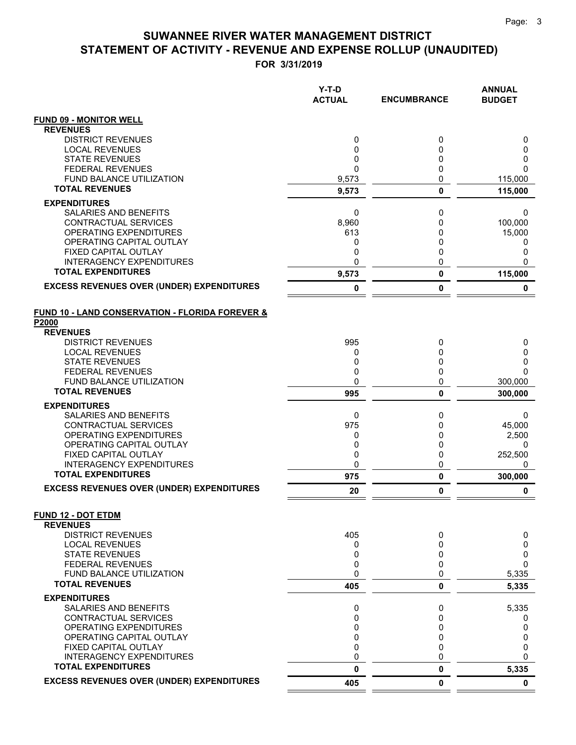# SUWANNEE RIVER WATER MANAGEMENT DISTRICT
# STATEMENT OF ACTIVITY - REVENUE AND EXPENSE ROLLUP (UNAUDITED)

**FOR 3/31/2019**

| | Y-T-D ACTUAL | ENCUMBRANCE | ANNUAL BUDGET |
|---|---|---|---|
| **FUND 09 - MONITOR WELL** | | | |
| **REVENUES** | | | |
| DISTRICT REVENUES | 0 | 0 | 0 |
| LOCAL REVENUES | 0 | 0 | 0 |
| STATE REVENUES | 0 | 0 | 0 |
| FEDERAL REVENUES | 0 | 0 | 0 |
| FUND BALANCE UTILIZATION | 9,573 | 0 | 115,000 |
| **TOTAL REVENUES** | **9,573** | **0** | **115,000** |
| **EXPENDITURES** | | | |
| SALARIES AND BENEFITS | 0 | 0 | 0 |
| CONTRACTUAL SERVICES | 8,960 | 0 | 100,000 |
| OPERATING EXPENDITURES | 613 | 0 | 15,000 |
| OPERATING CAPITAL OUTLAY | 0 | 0 | 0 |
| FIXED CAPITAL OUTLAY | 0 | 0 | 0 |
| INTERAGENCY EXPENDITURES | 0 | 0 | 0 |
| **TOTAL EXPENDITURES** | **9,573** | **0** | **115,000** |
| **EXCESS REVENUES OVER (UNDER) EXPENDITURES** | **0** | **0** | **0** |
| **FUND 10 - LAND CONSERVATION - FLORIDA FOREVER & P2000** | | | |
| **REVENUES** | | | |
| DISTRICT REVENUES | 995 | 0 | 0 |
| LOCAL REVENUES | 0 | 0 | 0 |
| STATE REVENUES | 0 | 0 | 0 |
| FEDERAL REVENUES | 0 | 0 | 0 |
| FUND BALANCE UTILIZATION | 0 | 0 | 300,000 |
| **TOTAL REVENUES** | **995** | **0** | **300,000** |
| **EXPENDITURES** | | | |
| SALARIES AND BENEFITS | 0 | 0 | 0 |
| CONTRACTUAL SERVICES | 975 | 0 | 45,000 |
| OPERATING EXPENDITURES | 0 | 0 | 2,500 |
| OPERATING CAPITAL OUTLAY | 0 | 0 | 0 |
| FIXED CAPITAL OUTLAY | 0 | 0 | 252,500 |
| INTERAGENCY EXPENDITURES | 0 | 0 | 0 |
| **TOTAL EXPENDITURES** | **975** | **0** | **300,000** |
| **EXCESS REVENUES OVER (UNDER) EXPENDITURES** | **20** | **0** | **0** |
| **FUND 12 - DOT ETDM** | | | |
| **REVENUES** | | | |
| DISTRICT REVENUES | 405 | 0 | 0 |
| LOCAL REVENUES | 0 | 0 | 0 |
| STATE REVENUES | 0 | 0 | 0 |
| FEDERAL REVENUES | 0 | 0 | 0 |
| FUND BALANCE UTILIZATION | 0 | 0 | 5,335 |
| **TOTAL REVENUES** | **405** | **0** | **5,335** |
| **EXPENDITURES** | | | |
| SALARIES AND BENEFITS | 0 | 0 | 5,335 |
| CONTRACTUAL SERVICES | 0 | 0 | 0 |
| OPERATING EXPENDITURES | 0 | 0 | 0 |
| OPERATING CAPITAL OUTLAY | 0 | 0 | 0 |
| FIXED CAPITAL OUTLAY | 0 | 0 | 0 |
| INTERAGENCY EXPENDITURES | 0 | 0 | 0 |
| **TOTAL EXPENDITURES** | **0** | **0** | **5,335** |
| **EXCESS REVENUES OVER (UNDER) EXPENDITURES** | **405** | **0** | **0** |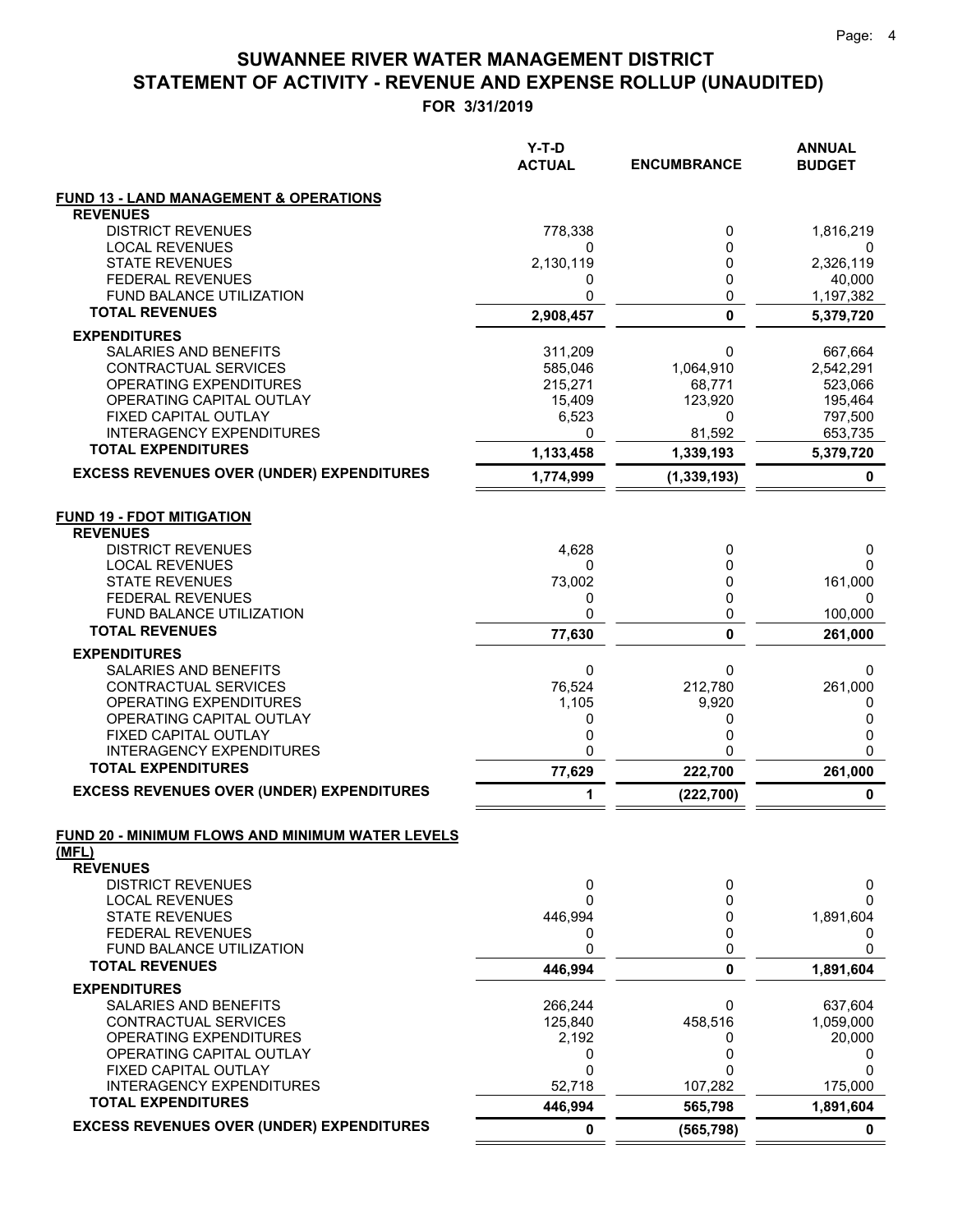# SUWANNEE RIVER WATER MANAGEMENT DISTRICT
# STATEMENT OF ACTIVITY - REVENUE AND EXPENSE ROLLUP (UNAUDITED)

**FOR 3/31/2019**

| | Y-T-D ACTUAL | ENCUMBRANCE | ANNUAL BUDGET |
|---|---|---|---|
| **FUND 13 - LAND MANAGEMENT & OPERATIONS** | | | |
| **REVENUES** | | | |
| DISTRICT REVENUES | 778,338 | 0 | 1,816,219 |
| LOCAL REVENUES | 0 | 0 | 0 |
| STATE REVENUES | 2,130,119 | 0 | 2,326,119 |
| FEDERAL REVENUES | 0 | 0 | 40,000 |
| FUND BALANCE UTILIZATION | 0 | 0 | 1,197,382 |
| **TOTAL REVENUES** | **2,908,457** | **0** | **5,379,720** |
| **EXPENDITURES** | | | |
| SALARIES AND BENEFITS | 311,209 | 0 | 667,664 |
| CONTRACTUAL SERVICES | 585,046 | 1,064,910 | 2,542,291 |
| OPERATING EXPENDITURES | 215,271 | 68,771 | 523,066 |
| OPERATING CAPITAL OUTLAY | 15,409 | 123,920 | 195,464 |
| FIXED CAPITAL OUTLAY | 6,523 | 0 | 797,500 |
| INTERAGENCY EXPENDITURES | 0 | 81,592 | 653,735 |
| **TOTAL EXPENDITURES** | **1,133,458** | **1,339,193** | **5,379,720** |
| **EXCESS REVENUES OVER (UNDER) EXPENDITURES** | **1,774,999** | **(1,339,193)** | **0** |
| **FUND 19 - FDOT MITIGATION** | | | |
| **REVENUES** | | | |
| DISTRICT REVENUES | 4,628 | 0 | 0 |
| LOCAL REVENUES | 0 | 0 | 0 |
| STATE REVENUES | 73,002 | 0 | 161,000 |
| FEDERAL REVENUES | 0 | 0 | 0 |
| FUND BALANCE UTILIZATION | 0 | 0 | 100,000 |
| **TOTAL REVENUES** | **77,630** | **0** | **261,000** |
| **EXPENDITURES** | | | |
| SALARIES AND BENEFITS | 0 | 0 | 0 |
| CONTRACTUAL SERVICES | 76,524 | 212,780 | 261,000 |
| OPERATING EXPENDITURES | 1,105 | 9,920 | 0 |
| OPERATING CAPITAL OUTLAY | 0 | 0 | 0 |
| FIXED CAPITAL OUTLAY | 0 | 0 | 0 |
| INTERAGENCY EXPENDITURES | 0 | 0 | 0 |
| **TOTAL EXPENDITURES** | **77,629** | **222,700** | **261,000** |
| **EXCESS REVENUES OVER (UNDER) EXPENDITURES** | **1** | **(222,700)** | **0** |
| **FUND 20 - MINIMUM FLOWS AND MINIMUM WATER LEVELS (MFL)** | | | |
| **REVENUES** | | | |
| DISTRICT REVENUES | 0 | 0 | 0 |
| LOCAL REVENUES | 0 | 0 | 0 |
| STATE REVENUES | 446,994 | 0 | 1,891,604 |
| FEDERAL REVENUES | 0 | 0 | 0 |
| FUND BALANCE UTILIZATION | 0 | 0 | 0 |
| **TOTAL REVENUES** | **446,994** | **0** | **1,891,604** |
| **EXPENDITURES** | | | |
| SALARIES AND BENEFITS | 266,244 | 0 | 637,604 |
| CONTRACTUAL SERVICES | 125,840 | 458,516 | 1,059,000 |
| OPERATING EXPENDITURES | 2,192 | 0 | 20,000 |
| OPERATING CAPITAL OUTLAY | 0 | 0 | 0 |
| FIXED CAPITAL OUTLAY | 0 | 0 | 0 |
| INTERAGENCY EXPENDITURES | 52,718 | 107,282 | 175,000 |
| **TOTAL EXPENDITURES** | **446,994** | **565,798** | **1,891,604** |
| **EXCESS REVENUES OVER (UNDER) EXPENDITURES** | **0** | **(565,798)** | **0** |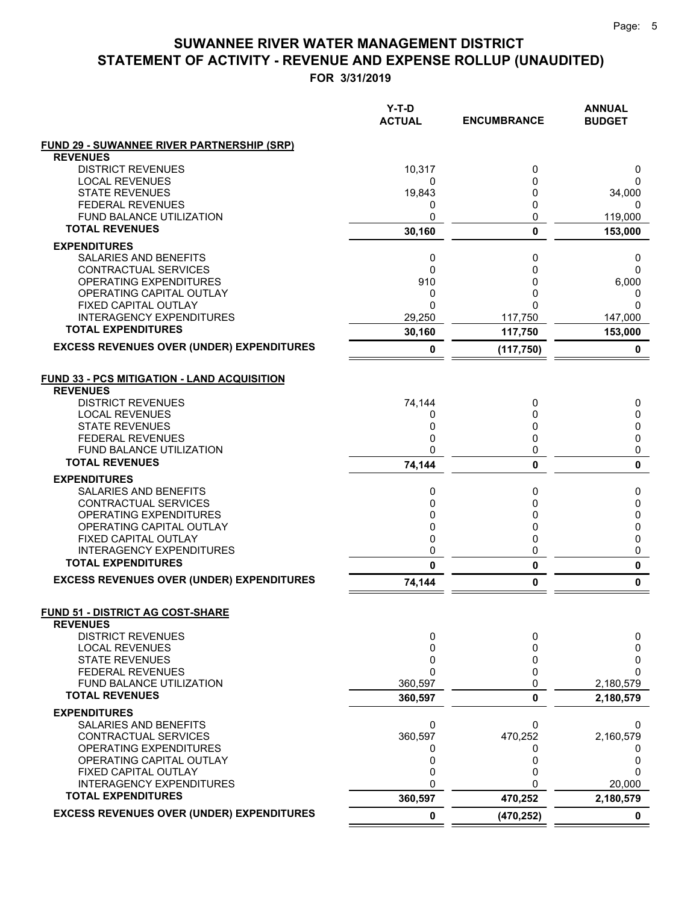# SUWANNEE RIVER WATER MANAGEMENT DISTRICT
# STATEMENT OF ACTIVITY - REVENUE AND EXPENSE ROLLUP (UNAUDITED)

**FOR 3/31/2019**

| | Y-T-D ACTUAL | ENCUMBRANCE | ANNUAL BUDGET |
|---|---|---|---|
| **FUND 29 - SUWANNEE RIVER PARTNERSHIP (SRP)** | | | |
| **REVENUES** | | | |
| DISTRICT REVENUES | 10,317 | 0 | 0 |
| LOCAL REVENUES | 0 | 0 | 0 |
| STATE REVENUES | 19,843 | 0 | 34,000 |
| FEDERAL REVENUES | 0 | 0 | 0 |
| FUND BALANCE UTILIZATION | 0 | 0 | 119,000 |
| **TOTAL REVENUES** | **30,160** | **0** | **153,000** |
| **EXPENDITURES** | | | |
| SALARIES AND BENEFITS | 0 | 0 | 0 |
| CONTRACTUAL SERVICES | 0 | 0 | 0 |
| OPERATING EXPENDITURES | 910 | 0 | 6,000 |
| OPERATING CAPITAL OUTLAY | 0 | 0 | 0 |
| FIXED CAPITAL OUTLAY | 0 | 0 | 0 |
| INTERAGENCY EXPENDITURES | 29,250 | 117,750 | 147,000 |
| **TOTAL EXPENDITURES** | **30,160** | **117,750** | **153,000** |
| **EXCESS REVENUES OVER (UNDER) EXPENDITURES** | **0** | **(117,750)** | **0** |
| **FUND 33 - PCS MITIGATION - LAND ACQUISITION** | | | |
| **REVENUES** | | | |
| DISTRICT REVENUES | 74,144 | 0 | 0 |
| LOCAL REVENUES | 0 | 0 | 0 |
| STATE REVENUES | 0 | 0 | 0 |
| FEDERAL REVENUES | 0 | 0 | 0 |
| FUND BALANCE UTILIZATION | 0 | 0 | 0 |
| **TOTAL REVENUES** | **74,144** | **0** | **0** |
| **EXPENDITURES** | | | |
| SALARIES AND BENEFITS | 0 | 0 | 0 |
| CONTRACTUAL SERVICES | 0 | 0 | 0 |
| OPERATING EXPENDITURES | 0 | 0 | 0 |
| OPERATING CAPITAL OUTLAY | 0 | 0 | 0 |
| FIXED CAPITAL OUTLAY | 0 | 0 | 0 |
| INTERAGENCY EXPENDITURES | 0 | 0 | 0 |
| **TOTAL EXPENDITURES** | **0** | **0** | **0** |
| **EXCESS REVENUES OVER (UNDER) EXPENDITURES** | **74,144** | **0** | **0** |
| **FUND 51 - DISTRICT AG COST-SHARE** | | | |
| **REVENUES** | | | |
| DISTRICT REVENUES | 0 | 0 | 0 |
| LOCAL REVENUES | 0 | 0 | 0 |
| STATE REVENUES | 0 | 0 | 0 |
| FEDERAL REVENUES | 0 | 0 | 0 |
| FUND BALANCE UTILIZATION | 360,597 | 0 | 2,180,579 |
| **TOTAL REVENUES** | **360,597** | **0** | **2,180,579** |
| **EXPENDITURES** | | | |
| SALARIES AND BENEFITS | 0 | 0 | 0 |
| CONTRACTUAL SERVICES | 360,597 | 470,252 | 2,160,579 |
| OPERATING EXPENDITURES | 0 | 0 | 0 |
| OPERATING CAPITAL OUTLAY | 0 | 0 | 0 |
| FIXED CAPITAL OUTLAY | 0 | 0 | 0 |
| INTERAGENCY EXPENDITURES | 0 | 0 | 20,000 |
| **TOTAL EXPENDITURES** | **360,597** | **470,252** | **2,180,579** |
| **EXCESS REVENUES OVER (UNDER) EXPENDITURES** | **0** | **(470,252)** | **0** |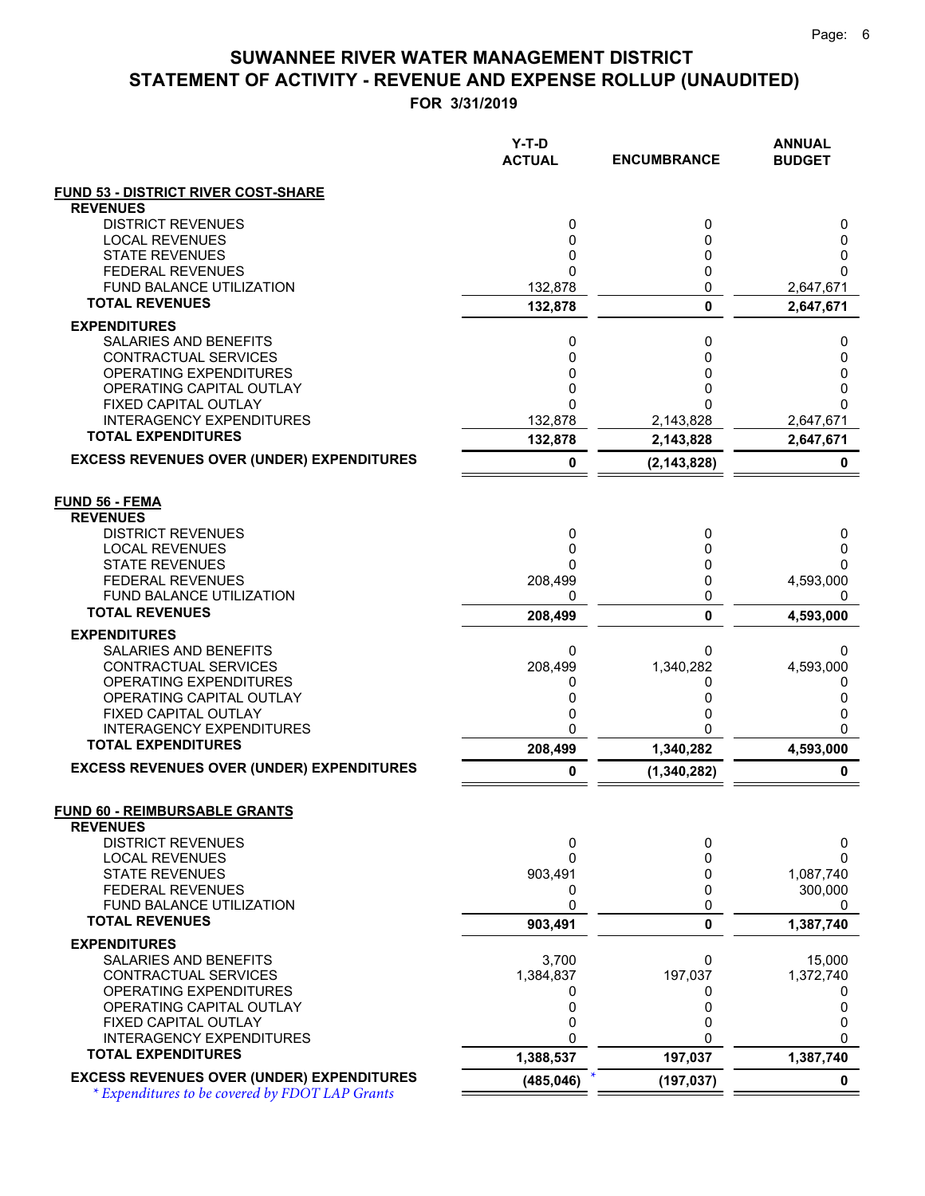# SUWANNEE RIVER WATER MANAGEMENT DISTRICT
## STATEMENT OF ACTIVITY - REVENUE AND EXPENSE ROLLUP (UNAUDITED)
### FOR 3/31/2019

| | Y-T-D ACTUAL | ENCUMBRANCE | ANNUAL BUDGET |
|---|---|---|---|
| **FUND 53 - DISTRICT RIVER COST-SHARE** | | | |
| **REVENUES** | | | |
| DISTRICT REVENUES | 0 | 0 | 0 |
| LOCAL REVENUES | 0 | 0 | 0 |
| STATE REVENUES | 0 | 0 | 0 |
| FEDERAL REVENUES | 0 | 0 | 0 |
| FUND BALANCE UTILIZATION | 132,878 | 0 | 2,647,671 |
| **TOTAL REVENUES** | **132,878** | **0** | **2,647,671** |
| **EXPENDITURES** | | | |
| SALARIES AND BENEFITS | 0 | 0 | 0 |
| CONTRACTUAL SERVICES | 0 | 0 | 0 |
| OPERATING EXPENDITURES | 0 | 0 | 0 |
| OPERATING CAPITAL OUTLAY | 0 | 0 | 0 |
| FIXED CAPITAL OUTLAY | 0 | 0 | 0 |
| INTERAGENCY EXPENDITURES | 132,878 | 2,143,828 | 2,647,671 |
| **TOTAL EXPENDITURES** | **132,878** | **2,143,828** | **2,647,671** |
| **EXCESS REVENUES OVER (UNDER) EXPENDITURES** | **0** | **(2,143,828)** | **0** |
| **FUND 56 - FEMA** | | | |
| **REVENUES** | | | |
| DISTRICT REVENUES | 0 | 0 | 0 |
| LOCAL REVENUES | 0 | 0 | 0 |
| STATE REVENUES | 0 | 0 | 0 |
| FEDERAL REVENUES | 208,499 | 0 | 4,593,000 |
| FUND BALANCE UTILIZATION | 0 | 0 | 0 |
| **TOTAL REVENUES** | **208,499** | **0** | **4,593,000** |
| **EXPENDITURES** | | | |
| SALARIES AND BENEFITS | 0 | 0 | 0 |
| CONTRACTUAL SERVICES | 208,499 | 1,340,282 | 4,593,000 |
| OPERATING EXPENDITURES | 0 | 0 | 0 |
| OPERATING CAPITAL OUTLAY | 0 | 0 | 0 |
| FIXED CAPITAL OUTLAY | 0 | 0 | 0 |
| INTERAGENCY EXPENDITURES | 0 | 0 | 0 |
| **TOTAL EXPENDITURES** | **208,499** | **1,340,282** | **4,593,000** |
| **EXCESS REVENUES OVER (UNDER) EXPENDITURES** | **0** | **(1,340,282)** | **0** |
| **FUND 60 - REIMBURSABLE GRANTS** | | | |
| **REVENUES** | | | |
| DISTRICT REVENUES | 0 | 0 | 0 |
| LOCAL REVENUES | 0 | 0 | 0 |
| STATE REVENUES | 903,491 | 0 | 1,087,740 |
| FEDERAL REVENUES | 0 | 0 | 300,000 |
| FUND BALANCE UTILIZATION | 0 | 0 | 0 |
| **TOTAL REVENUES** | **903,491** | **0** | **1,387,740** |
| **EXPENDITURES** | | | |
| SALARIES AND BENEFITS | 3,700 | 0 | 15,000 |
| CONTRACTUAL SERVICES | 1,384,837 | 197,037 | 1,372,740 |
| OPERATING EXPENDITURES | 0 | 0 | 0 |
| OPERATING CAPITAL OUTLAY | 0 | 0 | 0 |
| FIXED CAPITAL OUTLAY | 0 | 0 | 0 |
| INTERAGENCY EXPENDITURES | 0 | 0 | 0 |
| **TOTAL EXPENDITURES** | **1,388,537** | **197,037** | **1,387,740** |
| **EXCESS REVENUES OVER (UNDER) EXPENDITURES** | **(485,046)** * | **(197,037)** | **0** |

*\* Expenditures to be covered by FDOT LAP Grants*